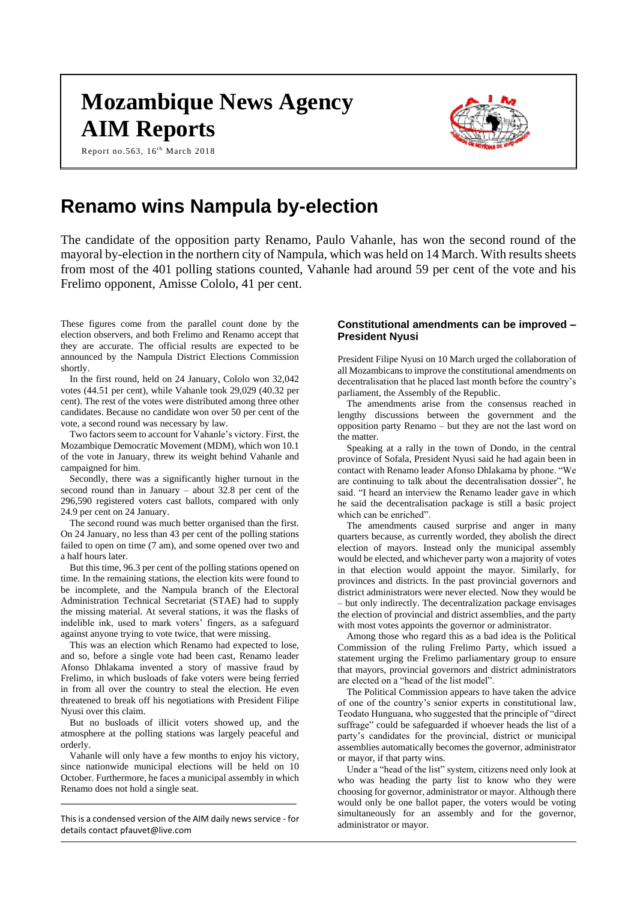# Mozambique News Agency
# AIM Reports

Report no.563, 16th March 2018

# Renamo wins Nampula by-election

The candidate of the opposition party Renamo, Paulo Vahanle, has won the second round of the mayoral by-election in the northern city of Nampula, which was held on 14 March. With results sheets from most of the 401 polling stations counted, Vahanle had around 59 per cent of the vote and his Frelimo opponent, Amisse Cololo, 41 per cent.

These figures come from the parallel count done by the election observers, and both Frelimo and Renamo accept that they are accurate. The official results are expected to be announced by the Nampula District Elections Commission shortly.

In the first round, held on 24 January, Cololo won 32,042 votes (44.51 per cent), while Vahanle took 29,029 (40.32 per cent). The rest of the votes were distributed among three other candidates. Because no candidate won over 50 per cent of the vote, a second round was necessary by law.

Two factors seem to account for Vahanle's victory. First, the Mozambique Democratic Movement (MDM), which won 10.1 of the vote in January, threw its weight behind Vahanle and campaigned for him.

Secondly, there was a significantly higher turnout in the second round than in January – about 32.8 per cent of the 296,590 registered voters cast ballots, compared with only 24.9 per cent on 24 January.

The second round was much better organised than the first. On 24 January, no less than 43 per cent of the polling stations failed to open on time (7 am), and some opened over two and a half hours later.

But this time, 96.3 per cent of the polling stations opened on time. In the remaining stations, the election kits were found to be incomplete, and the Nampula branch of the Electoral Administration Technical Secretariat (STAE) had to supply the missing material. At several stations, it was the flasks of indelible ink, used to mark voters' fingers, as a safeguard against anyone trying to vote twice, that were missing.

This was an election which Renamo had expected to lose, and so, before a single vote had been cast, Renamo leader Afonso Dhlakama invented a story of massive fraud by Frelimo, in which busloads of fake voters were being ferried in from all over the country to steal the election. He even threatened to break off his negotiations with President Filipe Nyusi over this claim.

But no busloads of illicit voters showed up, and the atmosphere at the polling stations was largely peaceful and orderly.

Vahanle will only have a few months to enjoy his victory, since nationwide municipal elections will be held on 10 October. Furthermore, he faces a municipal assembly in which Renamo does not hold a single seat.

---

This is a condensed version of the AIM daily news service - for details contact pfauvet@live.com

### Constitutional amendments can be improved – President Nyusi

President Filipe Nyusi on 10 March urged the collaboration of all Mozambicans to improve the constitutional amendments on decentralisation that he placed last month before the country's parliament, the Assembly of the Republic.

The amendments arise from the consensus reached in lengthy discussions between the government and the opposition party Renamo – but they are not the last word on the matter.

Speaking at a rally in the town of Dondo, in the central province of Sofala, President Nyusi said he had again been in contact with Renamo leader Afonso Dhlakama by phone. "We are continuing to talk about the decentralisation dossier", he said. "I heard an interview the Renamo leader gave in which he said the decentralisation package is still a basic project which can be enriched".

The amendments caused surprise and anger in many quarters because, as currently worded, they abolish the direct election of mayors. Instead only the municipal assembly would be elected, and whichever party won a majority of votes in that election would appoint the mayor. Similarly, for provinces and districts. In the past provincial governors and district administrators were never elected. Now they would be – but only indirectly. The decentralization package envisages the election of provincial and district assemblies, and the party with most votes appoints the governor or administrator.

Among those who regard this as a bad idea is the Political Commission of the ruling Frelimo Party, which issued a statement urging the Frelimo parliamentary group to ensure that mayors, provincial governors and district administrators are elected on a "head of the list model".

The Political Commission appears to have taken the advice of one of the country's senior experts in constitutional law, Teodato Hunguana, who suggested that the principle of "direct suffrage" could be safeguarded if whoever heads the list of a party's candidates for the provincial, district or municipal assemblies automatically becomes the governor, administrator or mayor, if that party wins.

Under a "head of the list" system, citizens need only look at who was heading the party list to know who they were choosing for governor, administrator or mayor. Although there would only be one ballot paper, the voters would be voting simultaneously for an assembly and for the governor, administrator or mayor.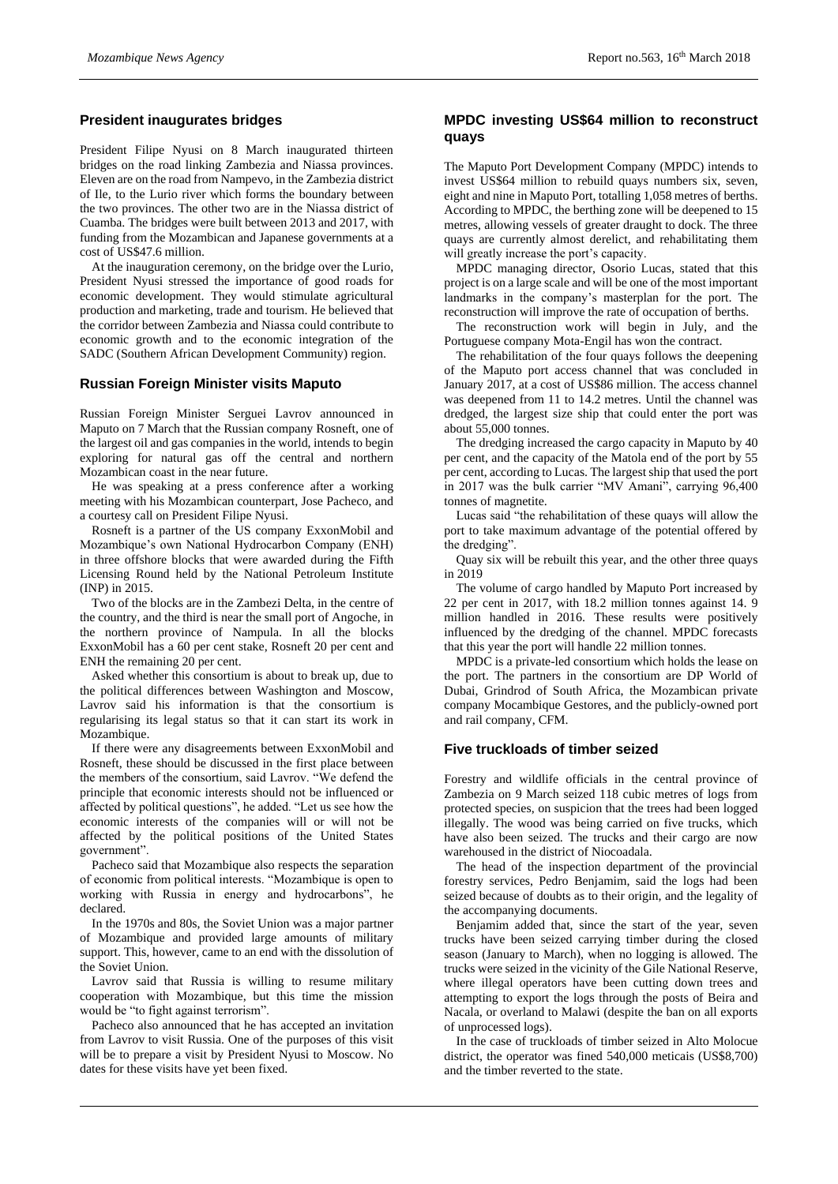## President inaugurates bridges

President Filipe Nyusi on 8 March inaugurated thirteen bridges on the road linking Zambezia and Niassa provinces. Eleven are on the road from Nampevo, in the Zambezia district of Ile, to the Lurio river which forms the boundary between the two provinces. The other two are in the Niassa district of Cuamba. The bridges were built between 2013 and 2017, with funding from the Mozambican and Japanese governments at a cost of US$47.6 million.

At the inauguration ceremony, on the bridge over the Lurio, President Nyusi stressed the importance of good roads for economic development. They would stimulate agricultural production and marketing, trade and tourism. He believed that the corridor between Zambezia and Niassa could contribute to economic growth and to the economic integration of the SADC (Southern African Development Community) region.

## Russian Foreign Minister visits Maputo

Russian Foreign Minister Serguei Lavrov announced in Maputo on 7 March that the Russian company Rosneft, one of the largest oil and gas companies in the world, intends to begin exploring for natural gas off the central and northern Mozambican coast in the near future.

He was speaking at a press conference after a working meeting with his Mozambican counterpart, Jose Pacheco, and a courtesy call on President Filipe Nyusi.

Rosneft is a partner of the US company ExxonMobil and Mozambique's own National Hydrocarbon Company (ENH) in three offshore blocks that were awarded during the Fifth Licensing Round held by the National Petroleum Institute (INP) in 2015.

Two of the blocks are in the Zambezi Delta, in the centre of the country, and the third is near the small port of Angoche, in the northern province of Nampula. In all the blocks ExxonMobil has a 60 per cent stake, Rosneft 20 per cent and ENH the remaining 20 per cent.

Asked whether this consortium is about to break up, due to the political differences between Washington and Moscow, Lavrov said his information is that the consortium is regularising its legal status so that it can start its work in Mozambique.

If there were any disagreements between ExxonMobil and Rosneft, these should be discussed in the first place between the members of the consortium, said Lavrov. "We defend the principle that economic interests should not be influenced or affected by political questions", he added. "Let us see how the economic interests of the companies will or will not be affected by the political positions of the United States government".

Pacheco said that Mozambique also respects the separation of economic from political interests. "Mozambique is open to working with Russia in energy and hydrocarbons", he declared.

In the 1970s and 80s, the Soviet Union was a major partner of Mozambique and provided large amounts of military support. This, however, came to an end with the dissolution of the Soviet Union.

Lavrov said that Russia is willing to resume military cooperation with Mozambique, but this time the mission would be "to fight against terrorism".

Pacheco also announced that he has accepted an invitation from Lavrov to visit Russia. One of the purposes of this visit will be to prepare a visit by President Nyusi to Moscow. No dates for these visits have yet been fixed.

## MPDC investing US$64 million to reconstruct quays

The Maputo Port Development Company (MPDC) intends to invest US$64 million to rebuild quays numbers six, seven, eight and nine in Maputo Port, totalling 1,058 metres of berths. According to MPDC, the berthing zone will be deepened to 15 metres, allowing vessels of greater draught to dock. The three quays are currently almost derelict, and rehabilitating them will greatly increase the port's capacity.

MPDC managing director, Osorio Lucas, stated that this project is on a large scale and will be one of the most important landmarks in the company's masterplan for the port. The reconstruction will improve the rate of occupation of berths.

The reconstruction work will begin in July, and the Portuguese company Mota-Engil has won the contract.

The rehabilitation of the four quays follows the deepening of the Maputo port access channel that was concluded in January 2017, at a cost of US$86 million. The access channel was deepened from 11 to 14.2 metres. Until the channel was dredged, the largest size ship that could enter the port was about 55,000 tonnes.

The dredging increased the cargo capacity in Maputo by 40 per cent, and the capacity of the Matola end of the port by 55 per cent, according to Lucas. The largest ship that used the port in 2017 was the bulk carrier "MV Amani", carrying 96,400 tonnes of magnetite.

Lucas said "the rehabilitation of these quays will allow the port to take maximum advantage of the potential offered by the dredging".

Quay six will be rebuilt this year, and the other three quays in 2019

The volume of cargo handled by Maputo Port increased by 22 per cent in 2017, with 18.2 million tonnes against 14. 9 million handled in 2016. These results were positively influenced by the dredging of the channel. MPDC forecasts that this year the port will handle 22 million tonnes.

MPDC is a private-led consortium which holds the lease on the port. The partners in the consortium are DP World of Dubai, Grindrod of South Africa, the Mozambican private company Mocambique Gestores, and the publicly-owned port and rail company, CFM.

## Five truckloads of timber seized

Forestry and wildlife officials in the central province of Zambezia on 9 March seized 118 cubic metres of logs from protected species, on suspicion that the trees had been logged illegally. The wood was being carried on five trucks, which have also been seized. The trucks and their cargo are now warehoused in the district of Niocoadala.

The head of the inspection department of the provincial forestry services, Pedro Benjamim, said the logs had been seized because of doubts as to their origin, and the legality of the accompanying documents.

Benjamim added that, since the start of the year, seven trucks have been seized carrying timber during the closed season (January to March), when no logging is allowed. The trucks were seized in the vicinity of the Gile National Reserve, where illegal operators have been cutting down trees and attempting to export the logs through the posts of Beira and Nacala, or overland to Malawi (despite the ban on all exports of unprocessed logs).

In the case of truckloads of timber seized in Alto Molocue district, the operator was fined 540,000 meticais (US$8,700) and the timber reverted to the state.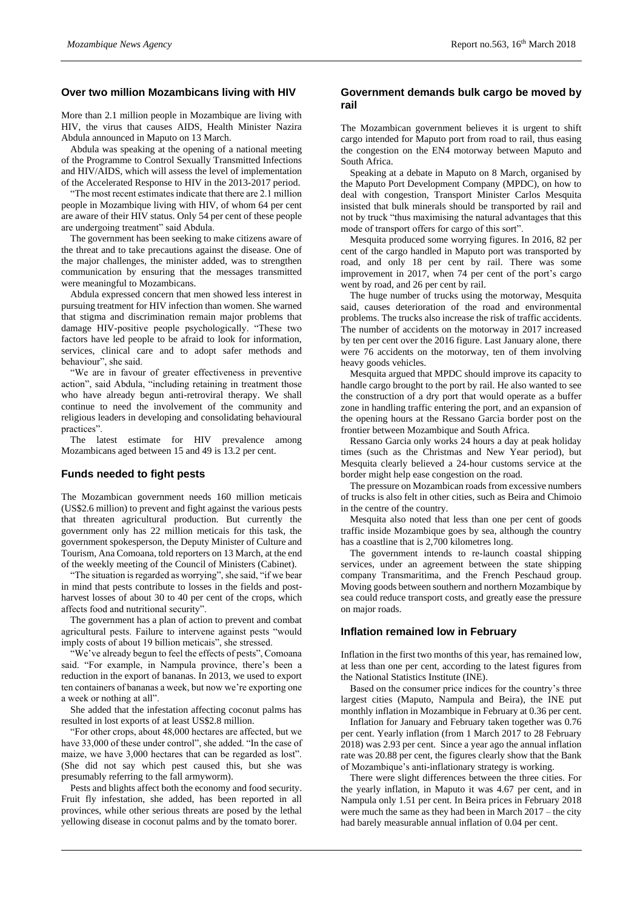## Over two million Mozambicans living with HIV

More than 2.1 million people in Mozambique are living with HIV, the virus that causes AIDS, Health Minister Nazira Abdula announced in Maputo on 13 March.

Abdula was speaking at the opening of a national meeting of the Programme to Control Sexually Transmitted Infections and HIV/AIDS, which will assess the level of implementation of the Accelerated Response to HIV in the 2013-2017 period.

"The most recent estimates indicate that there are 2.1 million people in Mozambique living with HIV, of whom 64 per cent are aware of their HIV status. Only 54 per cent of these people are undergoing treatment" said Abdula.

The government has been seeking to make citizens aware of the threat and to take precautions against the disease. One of the major challenges, the minister added, was to strengthen communication by ensuring that the messages transmitted were meaningful to Mozambicans.

Abdula expressed concern that men showed less interest in pursuing treatment for HIV infection than women. She warned that stigma and discrimination remain major problems that damage HIV-positive people psychologically. "These two factors have led people to be afraid to look for information, services, clinical care and to adopt safer methods and behaviour", she said.

"We are in favour of greater effectiveness in preventive action", said Abdula, "including retaining in treatment those who have already begun anti-retroviral therapy. We shall continue to need the involvement of the community and religious leaders in developing and consolidating behavioural practices".

The latest estimate for HIV prevalence among Mozambicans aged between 15 and 49 is 13.2 per cent.

## Funds needed to fight pests

The Mozambican government needs 160 million meticais (US$2.6 million) to prevent and fight against the various pests that threaten agricultural production. But currently the government only has 22 million meticais for this task, the government spokesperson, the Deputy Minister of Culture and Tourism, Ana Comoana, told reporters on 13 March, at the end of the weekly meeting of the Council of Ministers (Cabinet).

"The situation is regarded as worrying", she said, "if we bear in mind that pests contribute to losses in the fields and post-harvest losses of about 30 to 40 per cent of the crops, which affects food and nutritional security".

The government has a plan of action to prevent and combat agricultural pests. Failure to intervene against pests "would imply costs of about 19 billion meticais", she stressed.

"We've already begun to feel the effects of pests", Comoana said. "For example, in Nampula province, there's been a reduction in the export of bananas. In 2013, we used to export ten containers of bananas a week, but now we're exporting one a week or nothing at all".

She added that the infestation affecting coconut palms has resulted in lost exports of at least US$2.8 million.

"For other crops, about 48,000 hectares are affected, but we have 33,000 of these under control", she added. "In the case of maize, we have 3,000 hectares that can be regarded as lost". (She did not say which pest caused this, but she was presumably referring to the fall armyworm).

Pests and blights affect both the economy and food security. Fruit fly infestation, she added, has been reported in all provinces, while other serious threats are posed by the lethal yellowing disease in coconut palms and by the tomato borer.

## Government demands bulk cargo be moved by rail

The Mozambican government believes it is urgent to shift cargo intended for Maputo port from road to rail, thus easing the congestion on the EN4 motorway between Maputo and South Africa.

Speaking at a debate in Maputo on 8 March, organised by the Maputo Port Development Company (MPDC), on how to deal with congestion, Transport Minister Carlos Mesquita insisted that bulk minerals should be transported by rail and not by truck "thus maximising the natural advantages that this mode of transport offers for cargo of this sort".

Mesquita produced some worrying figures. In 2016, 82 per cent of the cargo handled in Maputo port was transported by road, and only 18 per cent by rail. There was some improvement in 2017, when 74 per cent of the port's cargo went by road, and 26 per cent by rail.

The huge number of trucks using the motorway, Mesquita said, causes deterioration of the road and environmental problems. The trucks also increase the risk of traffic accidents. The number of accidents on the motorway in 2017 increased by ten per cent over the 2016 figure. Last January alone, there were 76 accidents on the motorway, ten of them involving heavy goods vehicles.

Mesquita argued that MPDC should improve its capacity to handle cargo brought to the port by rail. He also wanted to see the construction of a dry port that would operate as a buffer zone in handling traffic entering the port, and an expansion of the opening hours at the Ressano Garcia border post on the frontier between Mozambique and South Africa.

Ressano Garcia only works 24 hours a day at peak holiday times (such as the Christmas and New Year period), but Mesquita clearly believed a 24-hour customs service at the border might help ease congestion on the road.

The pressure on Mozambican roads from excessive numbers of trucks is also felt in other cities, such as Beira and Chimoio in the centre of the country.

Mesquita also noted that less than one per cent of goods traffic inside Mozambique goes by sea, although the country has a coastline that is 2,700 kilometres long.

The government intends to re-launch coastal shipping services, under an agreement between the state shipping company Transmaritima, and the French Peschaud group. Moving goods between southern and northern Mozambique by sea could reduce transport costs, and greatly ease the pressure on major roads.

## Inflation remained low in February

Inflation in the first two months of this year, has remained low, at less than one per cent, according to the latest figures from the National Statistics Institute (INE).

Based on the consumer price indices for the country's three largest cities (Maputo, Nampula and Beira), the INE put monthly inflation in Mozambique in February at 0.36 per cent.

Inflation for January and February taken together was 0.76 per cent. Yearly inflation (from 1 March 2017 to 28 February 2018) was 2.93 per cent. Since a year ago the annual inflation rate was 20.88 per cent, the figures clearly show that the Bank of Mozambique's anti-inflationary strategy is working.

There were slight differences between the three cities. For the yearly inflation, in Maputo it was 4.67 per cent, and in Nampula only 1.51 per cent. In Beira prices in February 2018 were much the same as they had been in March 2017 – the city had barely measurable annual inflation of 0.04 per cent.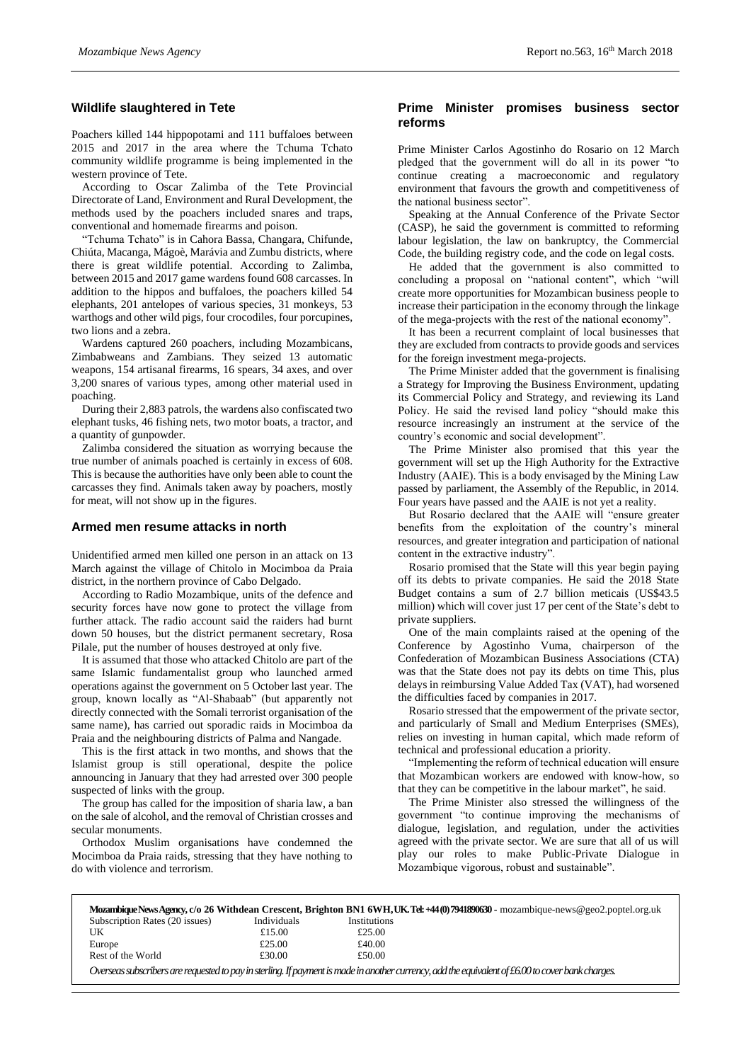## Wildlife slaughtered in Tete

Poachers killed 144 hippopotami and 111 buffaloes between 2015 and 2017 in the area where the Tchuma Tchato community wildlife programme is being implemented in the western province of Tete.

According to Oscar Zalimba of the Tete Provincial Directorate of Land, Environment and Rural Development, the methods used by the poachers included snares and traps, conventional and homemade firearms and poison.

"Tchuma Tchato" is in Cahora Bassa, Changara, Chifunde, Chiúta, Macanga, Mágoè, Marávia and Zumbu districts, where there is great wildlife potential. According to Zalimba, between 2015 and 2017 game wardens found 608 carcasses. In addition to the hippos and buffaloes, the poachers killed 54 elephants, 201 antelopes of various species, 31 monkeys, 53 warthogs and other wild pigs, four crocodiles, four porcupines, two lions and a zebra.

Wardens captured 260 poachers, including Mozambicans, Zimbabweans and Zambians. They seized 13 automatic weapons, 154 artisanal firearms, 16 spears, 34 axes, and over 3,200 snares of various types, among other material used in poaching.

During their 2,883 patrols, the wardens also confiscated two elephant tusks, 46 fishing nets, two motor boats, a tractor, and a quantity of gunpowder.

Zalimba considered the situation as worrying because the true number of animals poached is certainly in excess of 608. This is because the authorities have only been able to count the carcasses they find. Animals taken away by poachers, mostly for meat, will not show up in the figures.

## Armed men resume attacks in north

Unidentified armed men killed one person in an attack on 13 March against the village of Chitolo in Mocimboa da Praia district, in the northern province of Cabo Delgado.

According to Radio Mozambique, units of the defence and security forces have now gone to protect the village from further attack. The radio account said the raiders had burnt down 50 houses, but the district permanent secretary, Rosa Pilale, put the number of houses destroyed at only five.

It is assumed that those who attacked Chitolo are part of the same Islamic fundamentalist group who launched armed operations against the government on 5 October last year. The group, known locally as "Al-Shabaab" (but apparently not directly connected with the Somali terrorist organisation of the same name), has carried out sporadic raids in Mocimboa da Praia and the neighbouring districts of Palma and Nangade.

This is the first attack in two months, and shows that the Islamist group is still operational, despite the police announcing in January that they had arrested over 300 people suspected of links with the group.

The group has called for the imposition of sharia law, a ban on the sale of alcohol, and the removal of Christian crosses and secular monuments.

Orthodox Muslim organisations have condemned the Mocimboa da Praia raids, stressing that they have nothing to do with violence and terrorism.

## Prime Minister promises business sector reforms

Prime Minister Carlos Agostinho do Rosario on 12 March pledged that the government will do all in its power "to continue creating a macroeconomic and regulatory environment that favours the growth and competitiveness of the national business sector".

Speaking at the Annual Conference of the Private Sector (CASP), he said the government is committed to reforming labour legislation, the law on bankruptcy, the Commercial Code, the building registry code, and the code on legal costs.

He added that the government is also committed to concluding a proposal on "national content", which "will create more opportunities for Mozambican business people to increase their participation in the economy through the linkage of the mega-projects with the rest of the national economy".

It has been a recurrent complaint of local businesses that they are excluded from contracts to provide goods and services for the foreign investment mega-projects.

The Prime Minister added that the government is finalising a Strategy for Improving the Business Environment, updating its Commercial Policy and Strategy, and reviewing its Land Policy. He said the revised land policy "should make this resource increasingly an instrument at the service of the country's economic and social development".

The Prime Minister also promised that this year the government will set up the High Authority for the Extractive Industry (AAIE). This is a body envisaged by the Mining Law passed by parliament, the Assembly of the Republic, in 2014. Four years have passed and the AAIE is not yet a reality.

But Rosario declared that the AAIE will "ensure greater benefits from the exploitation of the country's mineral resources, and greater integration and participation of national content in the extractive industry".

Rosario promised that the State will this year begin paying off its debts to private companies. He said the 2018 State Budget contains a sum of 2.7 billion meticais (US$43.5 million) which will cover just 17 per cent of the State's debt to private suppliers.

One of the main complaints raised at the opening of the Conference by Agostinho Vuma, chairperson of the Confederation of Mozambican Business Associations (CTA) was that the State does not pay its debts on time This, plus delays in reimbursing Value Added Tax (VAT), had worsened the difficulties faced by companies in 2017.

Rosario stressed that the empowerment of the private sector, and particularly of Small and Medium Enterprises (SMEs), relies on investing in human capital, which made reform of technical and professional education a priority.

"Implementing the reform of technical education will ensure that Mozambican workers are endowed with know-how, so that they can be competitive in the labour market", he said.

The Prime Minister also stressed the willingness of the government "to continue improving the mechanisms of dialogue, legislation, and regulation, under the activities agreed with the private sector. We are sure that all of us will play our roles to make Public-Private Dialogue in Mozambique vigorous, robust and sustainable".

**Mozambique News Agency, c/o 26 Withdean Crescent, Brighton BN1 6WH, UK. Tel: +44 (0) 7941890630 -** mozambique-news@geo2.poptel.org.uk

| Subscription Rates (20 issues) | Individuals | Institutions |
|---|---|---|
| UK | £15.00 | £25.00 |
| Europe | £25.00 | £40.00 |
| Rest of the World | £30.00 | £50.00 |

*Overseas subscribers are requested to pay in sterling. If payment is made in another currency, add the equivalent of £6.00 to cover bank charges.*